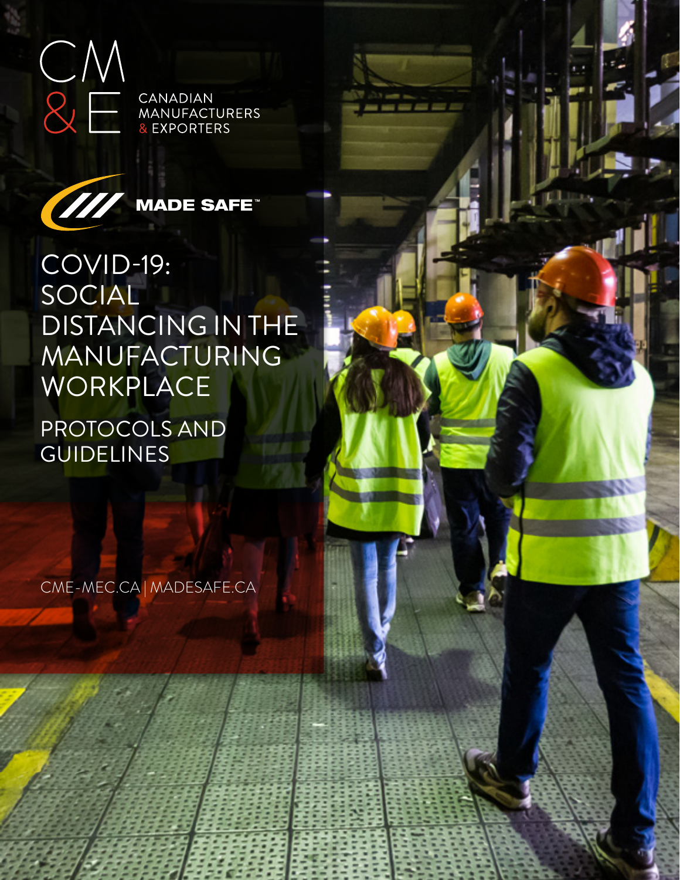CM
& E

CANADIAN
MANUFACTURERS
& EXPORTERS

MADE SAFE™

# COVID-19: SOCIAL DISTANCING IN THE MANUFACTURING WORKPLACE

## PROTOCOLS AND GUIDELINES

CME-MEC.CA | MADESAFE.CA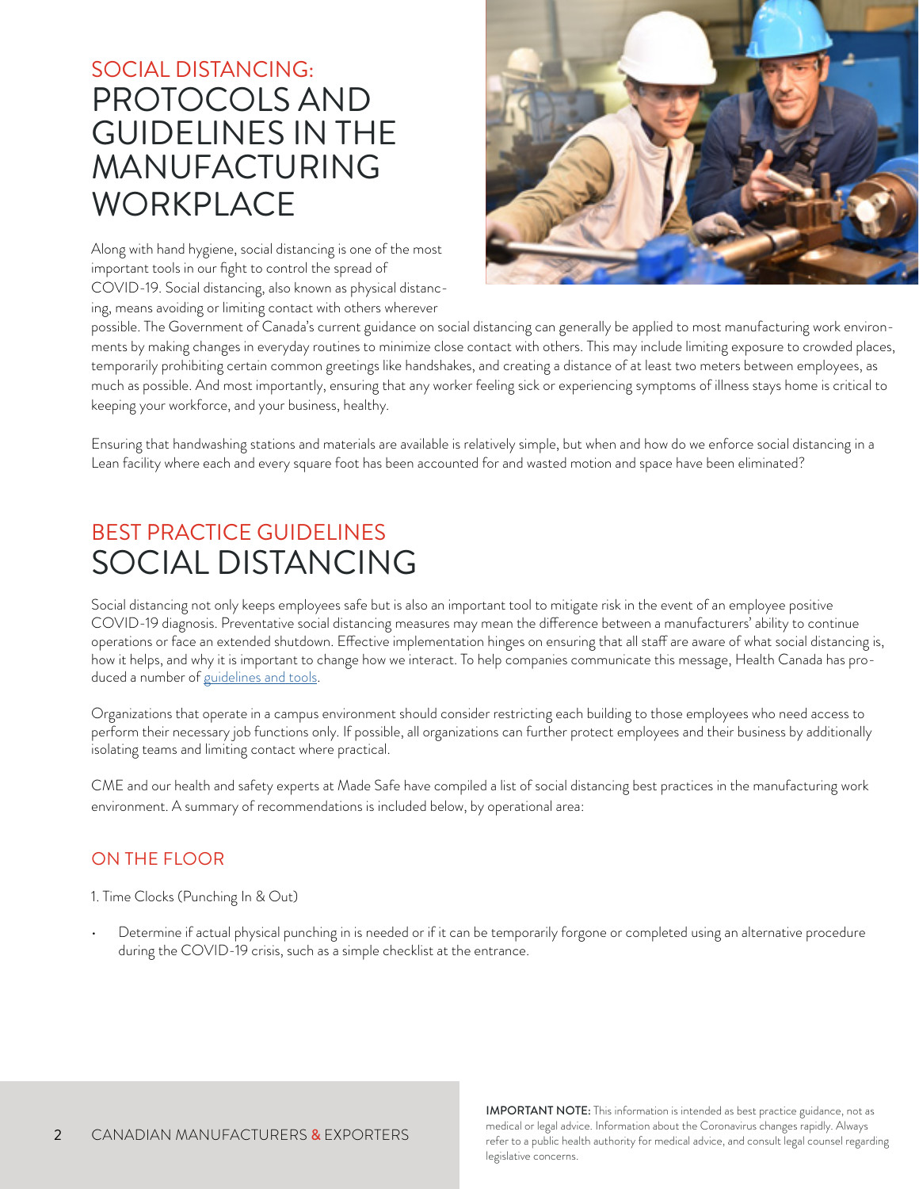# SOCIAL DISTANCING: PROTOCOLS AND GUIDELINES IN THE MANUFACTURING WORKPLACE

Along with hand hygiene, social distancing is one of the most important tools in our fight to control the spread of COVID-19. Social distancing, also known as physical distancing, means avoiding or limiting contact with others wherever possible. The Government of Canada's current guidance on social distancing can generally be applied to most manufacturing work environments by making changes in everyday routines to minimize close contact with others. This may include limiting exposure to crowded places, temporarily prohibiting certain common greetings like handshakes, and creating a distance of at least two meters between employees, as much as possible. And most importantly, ensuring that any worker feeling sick or experiencing symptoms of illness stays home is critical to keeping your workforce, and your business, healthy.

Ensuring that handwashing stations and materials are available is relatively simple, but when and how do we enforce social distancing in a Lean facility where each and every square foot has been accounted for and wasted motion and space have been eliminated?

# BEST PRACTICE GUIDELINES SOCIAL DISTANCING

Social distancing not only keeps employees safe but is also an important tool to mitigate risk in the event of an employee positive COVID-19 diagnosis. Preventative social distancing measures may mean the difference between a manufacturers' ability to continue operations or face an extended shutdown. Effective implementation hinges on ensuring that all staff are aware of what social distancing is, how it helps, and why it is important to change how we interact. To help companies communicate this message, Health Canada has produced a number of guidelines and tools.

Organizations that operate in a campus environment should consider restricting each building to those employees who need access to perform their necessary job functions only. If possible, all organizations can further protect employees and their business by additionally isolating teams and limiting contact where practical.

CME and our health and safety experts at Made Safe have compiled a list of social distancing best practices in the manufacturing work environment. A summary of recommendations is included below, by operational area:

## ON THE FLOOR

1. Time Clocks (Punching In & Out)

- Determine if actual physical punching in is needed or if it can be temporarily forgone or completed using an alternative procedure during the COVID-19 crisis, such as a simple checklist at the entrance.

**IMPORTANT NOTE:** This information is intended as best practice guidance, not as medical or legal advice. Information about the Coronavirus changes rapidly. Always refer to a public health authority for medical advice, and consult legal counsel regarding legislative concerns.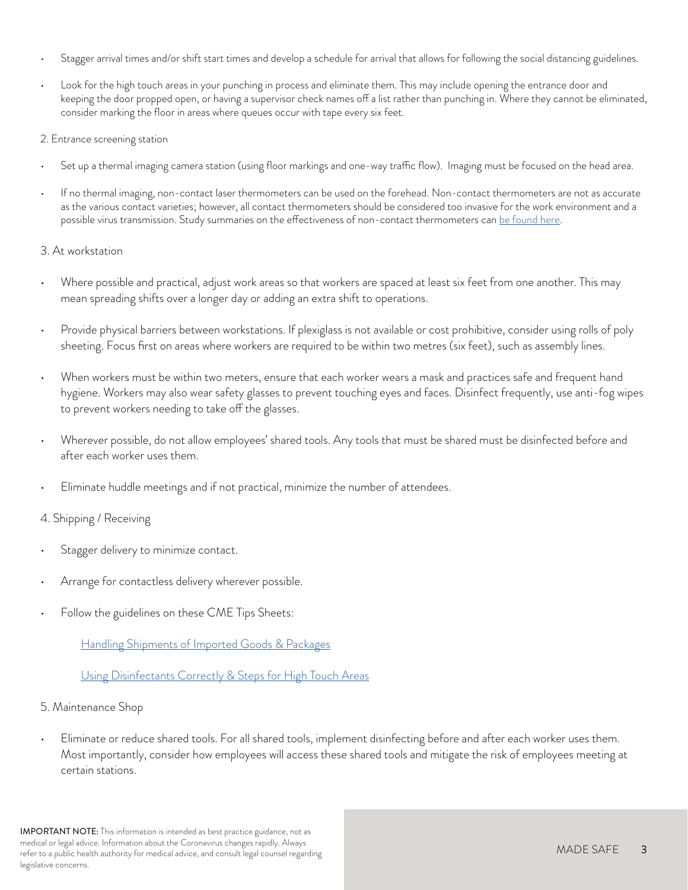- Stagger arrival times and/or shift start times and develop a schedule for arrival that allows for following the social distancing guidelines.
- Look for the high touch areas in your punching in process and eliminate them. This may include opening the entrance door and keeping the door propped open, or having a supervisor check names off a list rather than punching in. Where they cannot be eliminated, consider marking the floor in areas where queues occur with tape every six feet.

2. Entrance screening station

- Set up a thermal imaging camera station (using floor markings and one-way traffic flow). Imaging must be focused on the head area.
- If no thermal imaging, non-contact laser thermometers can be used on the forehead. Non-contact thermometers are not as accurate as the various contact varieties; however, all contact thermometers should be considered too invasive for the work environment and a possible virus transmission. Study summaries on the effectiveness of non-contact thermometers can be found here.

3. At workstation

- Where possible and practical, adjust work areas so that workers are spaced at least six feet from one another. This may mean spreading shifts over a longer day or adding an extra shift to operations.
- Provide physical barriers between workstations. If plexiglass is not available or cost prohibitive, consider using rolls of poly sheeting. Focus first on areas where workers are required to be within two metres (six feet), such as assembly lines.
- When workers must be within two meters, ensure that each worker wears a mask and practices safe and frequent hand hygiene. Workers may also wear safety glasses to prevent touching eyes and faces. Disinfect frequently, use anti-fog wipes to prevent workers needing to take off the glasses.
- Wherever possible, do not allow employees' shared tools. Any tools that must be shared must be disinfected before and after each worker uses them.
- Eliminate huddle meetings and if not practical, minimize the number of attendees.

4. Shipping / Receiving

- Stagger delivery to minimize contact.
- Arrange for contactless delivery wherever possible.
- Follow the guidelines on these CME Tips Sheets:

  Handling Shipments of Imported Goods & Packages

  Using Disinfectants Correctly & Steps for High Touch Areas

5. Maintenance Shop

- Eliminate or reduce shared tools. For all shared tools, implement disinfecting before and after each worker uses them. Most importantly, consider how employees will access these shared tools and mitigate the risk of employees meeting at certain stations.

**IMPORTANT NOTE:** This information is intended as best practice guidance, not as medical or legal advice. Information about the Coronavirus changes rapidly. Always refer to a public health authority for medical advice, and consult legal counsel regarding legislative concerns.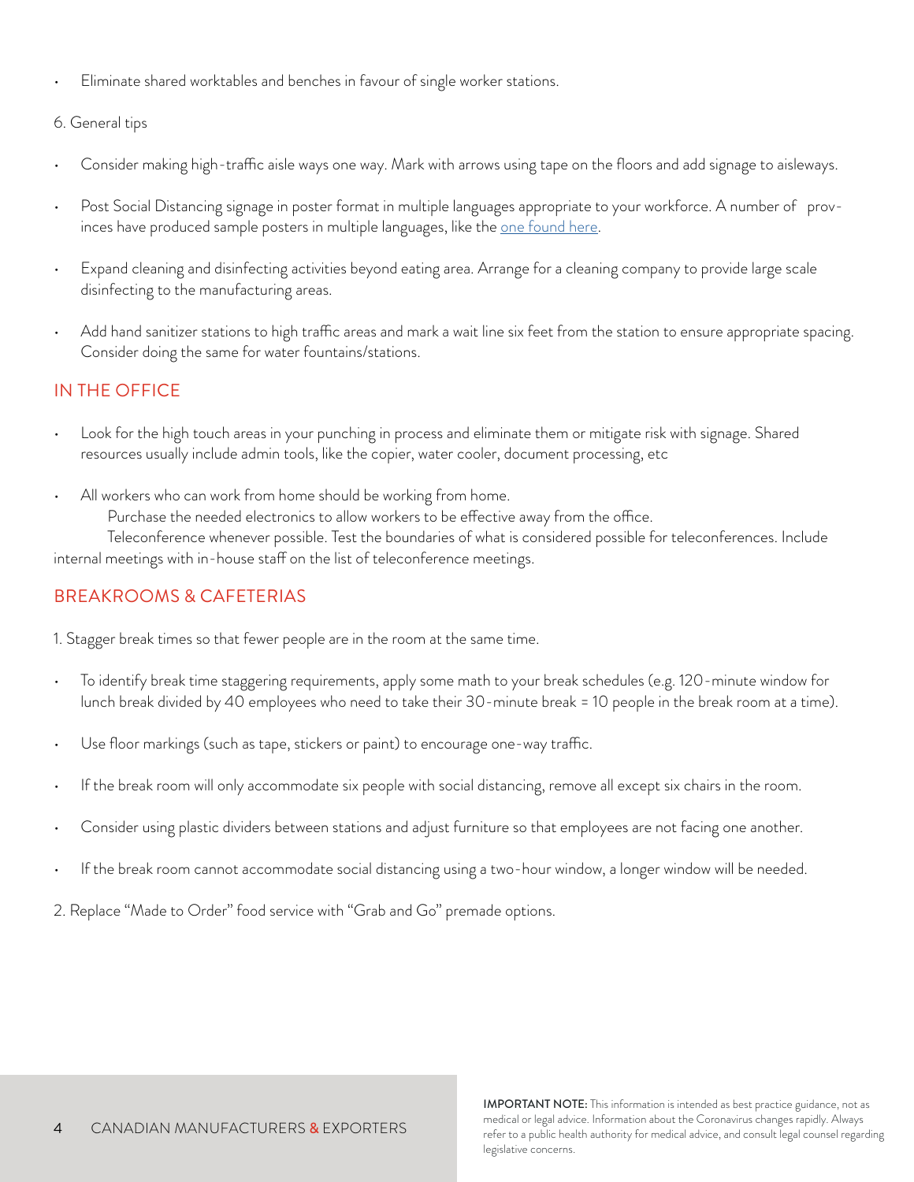- Eliminate shared worktables and benches in favour of single worker stations.

6. General tips

- Consider making high-traffic aisle ways one way. Mark with arrows using tape on the floors and add signage to aisleways.
- Post Social Distancing signage in poster format in multiple languages appropriate to your workforce. A number of provinces have produced sample posters in multiple languages, like the one found here.
- Expand cleaning and disinfecting activities beyond eating area. Arrange for a cleaning company to provide large scale disinfecting to the manufacturing areas.
- Add hand sanitizer stations to high traffic areas and mark a wait line six feet from the station to ensure appropriate spacing. Consider doing the same for water fountains/stations.

## IN THE OFFICE

- Look for the high touch areas in your punching in process and eliminate them or mitigate risk with signage. Shared resources usually include admin tools, like the copier, water cooler, document processing, etc
- All workers who can work from home should be working from home.
  Purchase the needed electronics to allow workers to be effective away from the office.
  Teleconference whenever possible. Test the boundaries of what is considered possible for teleconferences. Include internal meetings with in-house staff on the list of teleconference meetings.

## BREAKROOMS & CAFETERIAS

1. Stagger break times so that fewer people are in the room at the same time.

- To identify break time staggering requirements, apply some math to your break schedules (e.g. 120-minute window for lunch break divided by 40 employees who need to take their 30-minute break = 10 people in the break room at a time).
- Use floor markings (such as tape, stickers or paint) to encourage one-way traffic.
- If the break room will only accommodate six people with social distancing, remove all except six chairs in the room.
- Consider using plastic dividers between stations and adjust furniture so that employees are not facing one another.
- If the break room cannot accommodate social distancing using a two-hour window, a longer window will be needed.

2. Replace "Made to Order" food service with "Grab and Go" premade options.

**IMPORTANT NOTE:** This information is intended as best practice guidance, not as medical or legal advice. Information about the Coronavirus changes rapidly. Always refer to a public health authority for medical advice, and consult legal counsel regarding legislative concerns.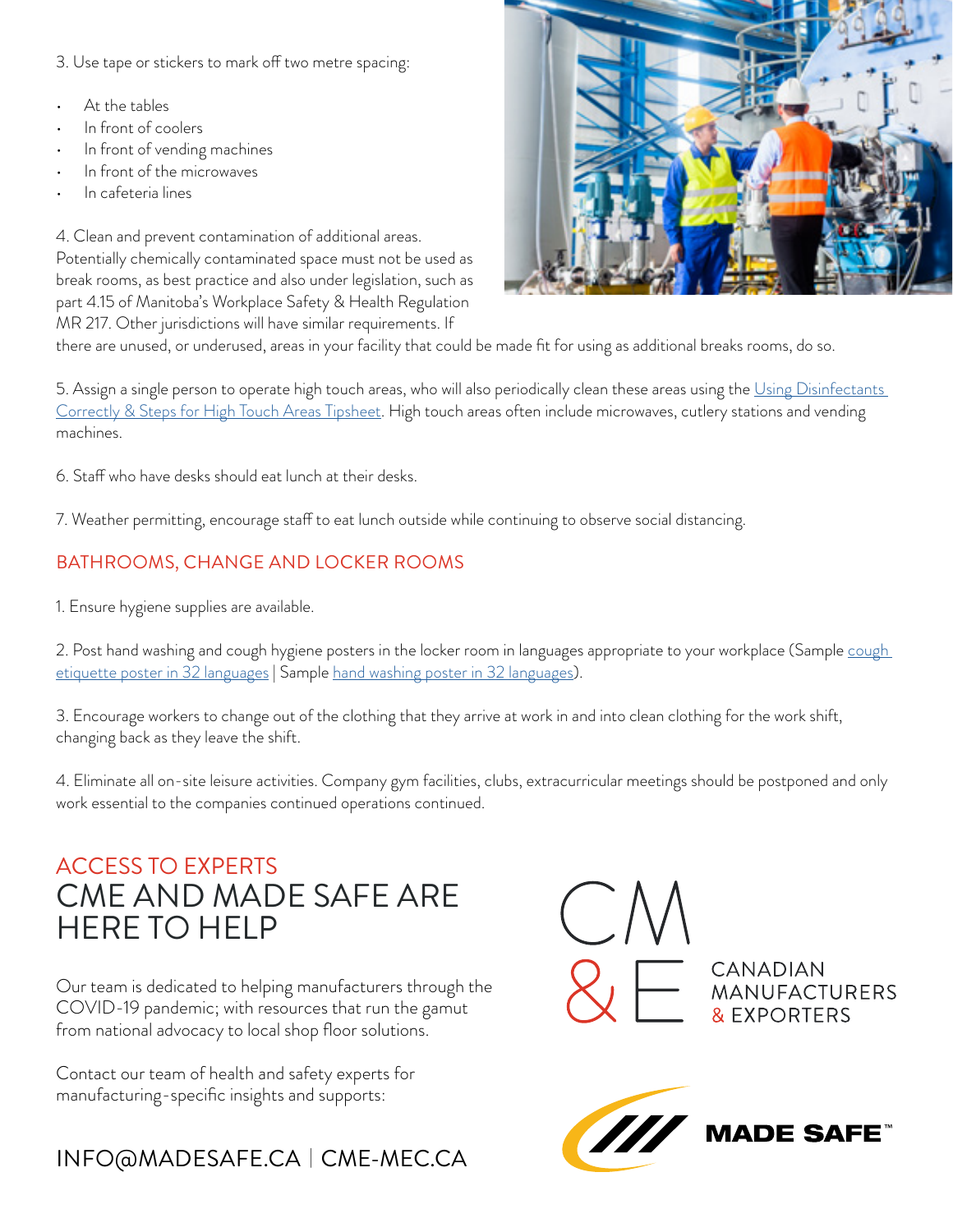3. Use tape or stickers to mark off two metre spacing:

- At the tables
- In front of coolers
- In front of vending machines
- In front of the microwaves
- In cafeteria lines

4. Clean and prevent contamination of additional areas. Potentially chemically contaminated space must not be used as break rooms, as best practice and also under legislation, such as part 4.15 of Manitoba's Workplace Safety & Health Regulation MR 217. Other jurisdictions will have similar requirements. If there are unused, or underused, areas in your facility that could be made fit for using as additional breaks rooms, do so.

5. Assign a single person to operate high touch areas, who will also periodically clean these areas using the Using Disinfectants Correctly & Steps for High Touch Areas Tipsheet. High touch areas often include microwaves, cutlery stations and vending machines.

6. Staff who have desks should eat lunch at their desks.

7. Weather permitting, encourage staff to eat lunch outside while continuing to observe social distancing.

## BATHROOMS, CHANGE AND LOCKER ROOMS

1. Ensure hygiene supplies are available.

2. Post hand washing and cough hygiene posters in the locker room in languages appropriate to your workplace (Sample cough etiquette poster in 32 languages | Sample hand washing poster in 32 languages).

3. Encourage workers to change out of the clothing that they arrive at work in and into clean clothing for the work shift, changing back as they leave the shift.

4. Eliminate all on-site leisure activities. Company gym facilities, clubs, extracurricular meetings should be postponed and only work essential to the companies continued operations continued.

## ACCESS TO EXPERTS

# CME AND MADE SAFE ARE HERE TO HELP

Our team is dedicated to helping manufacturers through the COVID-19 pandemic; with resources that run the gamut from national advocacy to local shop floor solutions.

Contact our team of health and safety experts for manufacturing-specific insights and supports:

INFO@MADESAFE.CA | CME-MEC.CA

CM&E CANADIAN MANUFACTURERS & EXPORTERS

MADE SAFE™